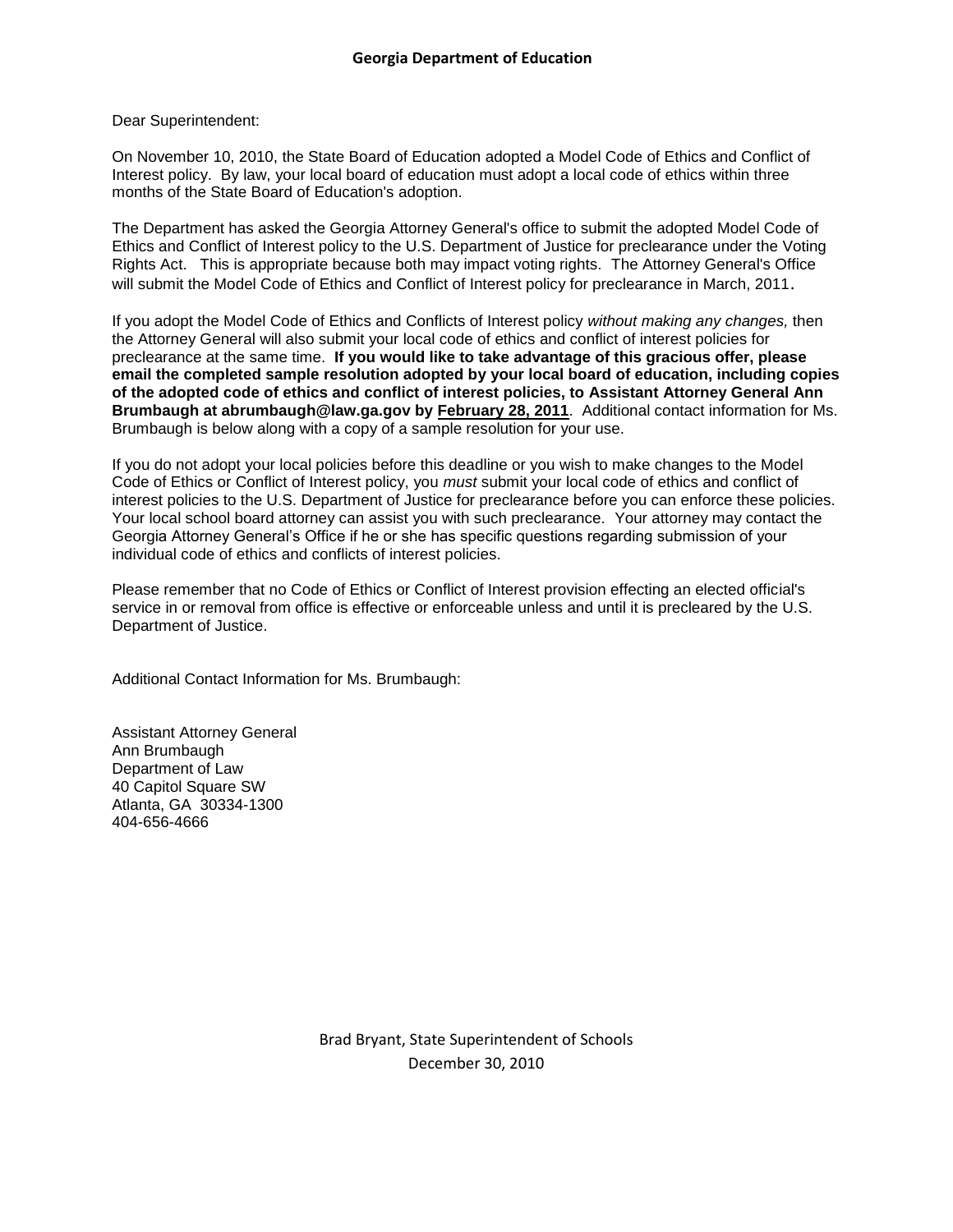# Georgia Department of Education

Dear Superintendent:

On November 10, 2010, the State Board of Education adopted a Model Code of Ethics and Conflict of Interest policy. By law, your local board of education must adopt a local code of ethics within three months of the State Board of Education's adoption.

The Department has asked the Georgia Attorney General's office to submit the adopted Model Code of Ethics and Conflict of Interest policy to the U.S. Department of Justice for preclearance under the Voting Rights Act. This is appropriate because both may impact voting rights. The Attorney General's Office will submit the Model Code of Ethics and Conflict of Interest policy for preclearance in March, 2011.

If you adopt the Model Code of Ethics and Conflicts of Interest policy *without making any changes,* then the Attorney General will also submit your local code of ethics and conflict of interest policies for preclearance at the same time. **If you would like to take advantage of this gracious offer, please email the completed sample resolution adopted by your local board of education, including copies of the adopted code of ethics and conflict of interest policies, to Assistant Attorney General Ann Brumbaugh at abrumbaugh@law.ga.gov by <u>February 28, 2011</u>**. Additional contact information for Ms. Brumbaugh is below along with a copy of a sample resolution for your use.

If you do not adopt your local policies before this deadline or you wish to make changes to the Model Code of Ethics or Conflict of Interest policy, you *must* submit your local code of ethics and conflict of interest policies to the U.S. Department of Justice for preclearance before you can enforce these policies. Your local school board attorney can assist you with such preclearance. Your attorney may contact the Georgia Attorney General's Office if he or she has specific questions regarding submission of your individual code of ethics and conflicts of interest policies.

Please remember that no Code of Ethics or Conflict of Interest provision effecting an elected official's service in or removal from office is effective or enforceable unless and until it is precleared by the U.S. Department of Justice.

Additional Contact Information for Ms. Brumbaugh:

Assistant Attorney General  
Ann Brumbaugh  
Department of Law  
40 Capitol Square SW  
Atlanta, GA 30334-1300  
404-656-4666

Brad Bryant, State Superintendent of Schools  
December 30, 2010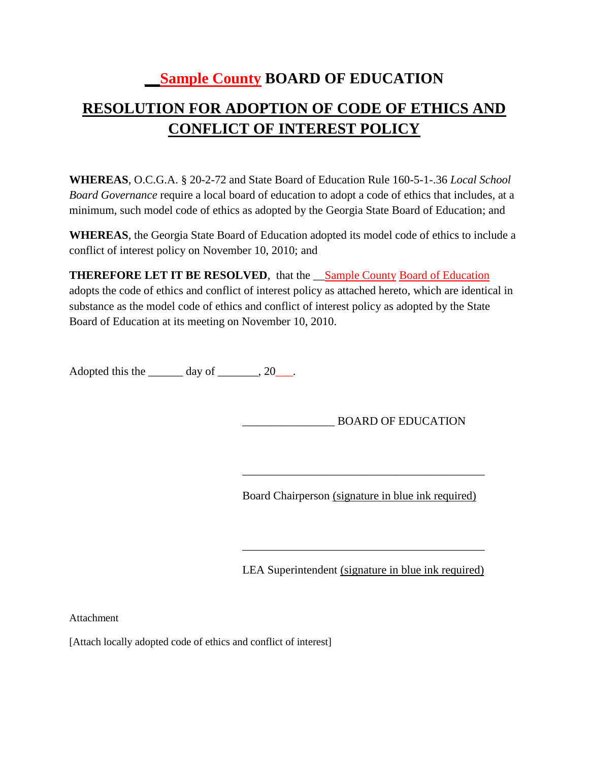# __Sample County BOARD OF EDUCATION

## RESOLUTION FOR ADOPTION OF CODE OF ETHICS AND CONFLICT OF INTEREST POLICY

**WHEREAS**, O.C.G.A. § 20-2-72 and State Board of Education Rule 160-5-1-.36 *Local School Board Governance* require a local board of education to adopt a code of ethics that includes, at a minimum, such model code of ethics as adopted by the Georgia State Board of Education; and

**WHEREAS**, the Georgia State Board of Education adopted its model code of ethics to include a conflict of interest policy on November 10, 2010; and

**THEREFORE LET IT BE RESOLVED**, that the __Sample County Board of Education adopts the code of ethics and conflict of interest policy as attached hereto, which are identical in substance as the model code of ethics and conflict of interest policy as adopted by the State Board of Education at its meeting on November 10, 2010.

Adopted this the ______ day of _______, 20___.

________________ BOARD OF EDUCATION

__________________________________________

Board Chairperson (signature in blue ink required)

__________________________________________

LEA Superintendent (signature in blue ink required)

Attachment

[Attach locally adopted code of ethics and conflict of interest]